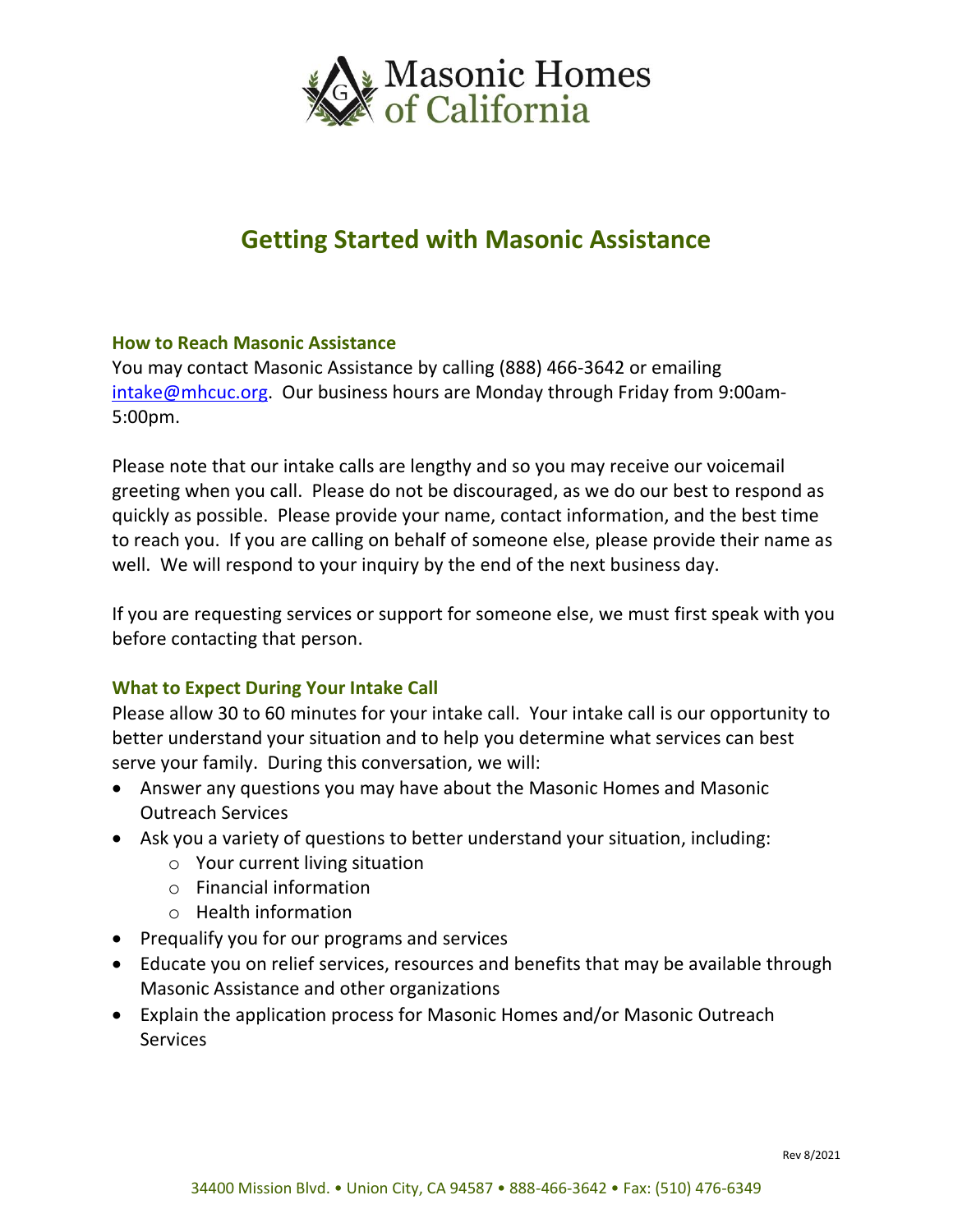Masonic Homes of California

# Getting Started with Masonic Assistance

## How to Reach Masonic Assistance

You may contact Masonic Assistance by calling (888) 466-3642 or emailing intake@mhcuc.org. Our business hours are Monday through Friday from 9:00am-5:00pm.

Please note that our intake calls are lengthy and so you may receive our voicemail greeting when you call. Please do not be discouraged, as we do our best to respond as quickly as possible. Please provide your name, contact information, and the best time to reach you. If you are calling on behalf of someone else, please provide their name as well. We will respond to your inquiry by the end of the next business day.

If you are requesting services or support for someone else, we must first speak with you before contacting that person.

## What to Expect During Your Intake Call

Please allow 30 to 60 minutes for your intake call. Your intake call is our opportunity to better understand your situation and to help you determine what services can best serve your family. During this conversation, we will:

- Answer any questions you may have about the Masonic Homes and Masonic Outreach Services
- Ask you a variety of questions to better understand your situation, including:
  - Your current living situation
  - Financial information
  - Health information
- Prequalify you for our programs and services
- Educate you on relief services, resources and benefits that may be available through Masonic Assistance and other organizations
- Explain the application process for Masonic Homes and/or Masonic Outreach Services

Rev 8/2021

34400 Mission Blvd. • Union City, CA 94587 • 888-466-3642 • Fax: (510) 476-6349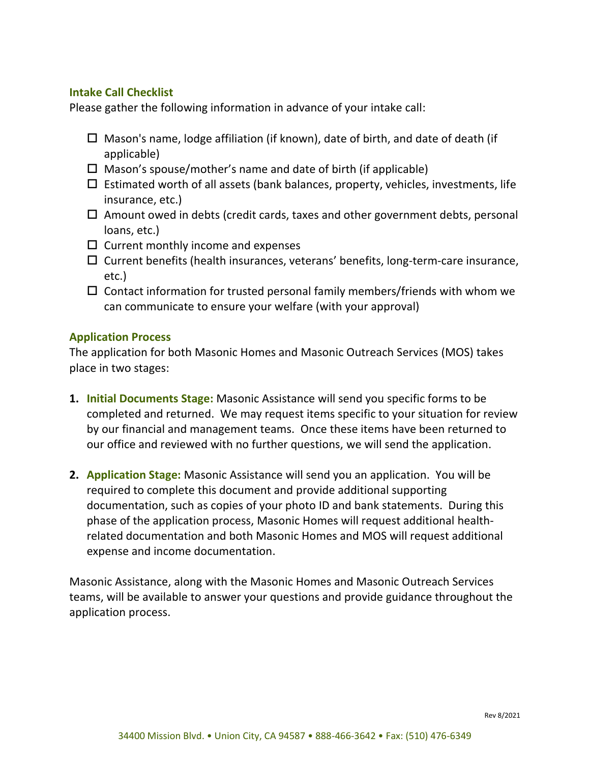## Intake Call Checklist

Please gather the following information in advance of your intake call:

- ☐ Mason's name, lodge affiliation (if known), date of birth, and date of death (if applicable)
- ☐ Mason's spouse/mother's name and date of birth (if applicable)
- ☐ Estimated worth of all assets (bank balances, property, vehicles, investments, life insurance, etc.)
- ☐ Amount owed in debts (credit cards, taxes and other government debts, personal loans, etc.)
- ☐ Current monthly income and expenses
- ☐ Current benefits (health insurances, veterans' benefits, long-term-care insurance, etc.)
- ☐ Contact information for trusted personal family members/friends with whom we can communicate to ensure your welfare (with your approval)

## Application Process

The application for both Masonic Homes and Masonic Outreach Services (MOS) takes place in two stages:

1. **Initial Documents Stage:** Masonic Assistance will send you specific forms to be completed and returned. We may request items specific to your situation for review by our financial and management teams. Once these items have been returned to our office and reviewed with no further questions, we will send the application.

2. **Application Stage:** Masonic Assistance will send you an application. You will be required to complete this document and provide additional supporting documentation, such as copies of your photo ID and bank statements. During this phase of the application process, Masonic Homes will request additional health-related documentation and both Masonic Homes and MOS will request additional expense and income documentation.

Masonic Assistance, along with the Masonic Homes and Masonic Outreach Services teams, will be available to answer your questions and provide guidance throughout the application process.

Rev 8/2021

34400 Mission Blvd. • Union City, CA 94587 • 888-466-3642 • Fax: (510) 476-6349